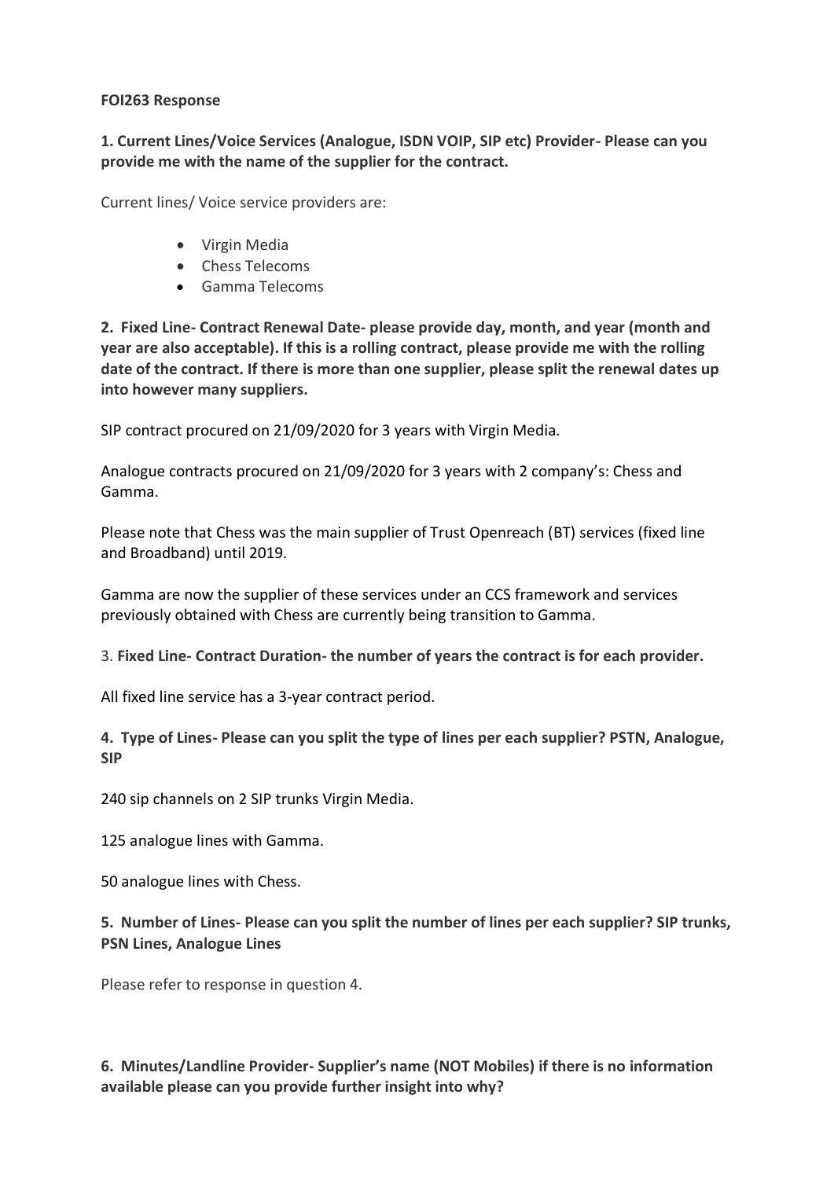**FOI263 Response**

**1. Current Lines/Voice Services (Analogue, ISDN VOIP, SIP etc) Provider- Please can you provide me with the name of the supplier for the contract.**

Current lines/ Voice service providers are:

- Virgin Media
- Chess Telecoms
- Gamma Telecoms

**2. Fixed Line- Contract Renewal Date- please provide day, month, and year (month and year are also acceptable). If this is a rolling contract, please provide me with the rolling date of the contract. If there is more than one supplier, please split the renewal dates up into however many suppliers.**

SIP contract procured on 21/09/2020 for 3 years with Virgin Media.

Analogue contracts procured on 21/09/2020 for 3 years with 2 company's: Chess and Gamma.

Please note that Chess was the main supplier of Trust Openreach (BT) services (fixed line and Broadband) until 2019.

Gamma are now the supplier of these services under an CCS framework and services previously obtained with Chess are currently being transition to Gamma.

3. **Fixed Line- Contract Duration- the number of years the contract is for each provider.**

All fixed line service has a 3-year contract period.

**4. Type of Lines- Please can you split the type of lines per each supplier? PSTN, Analogue, SIP**

240 sip channels on 2 SIP trunks Virgin Media.

125 analogue lines with Gamma.

50 analogue lines with Chess.

**5. Number of Lines- Please can you split the number of lines per each supplier? SIP trunks, PSN Lines, Analogue Lines**

Please refer to response in question 4.

**6. Minutes/Landline Provider- Supplier's name (NOT Mobiles) if there is no information available please can you provide further insight into why?**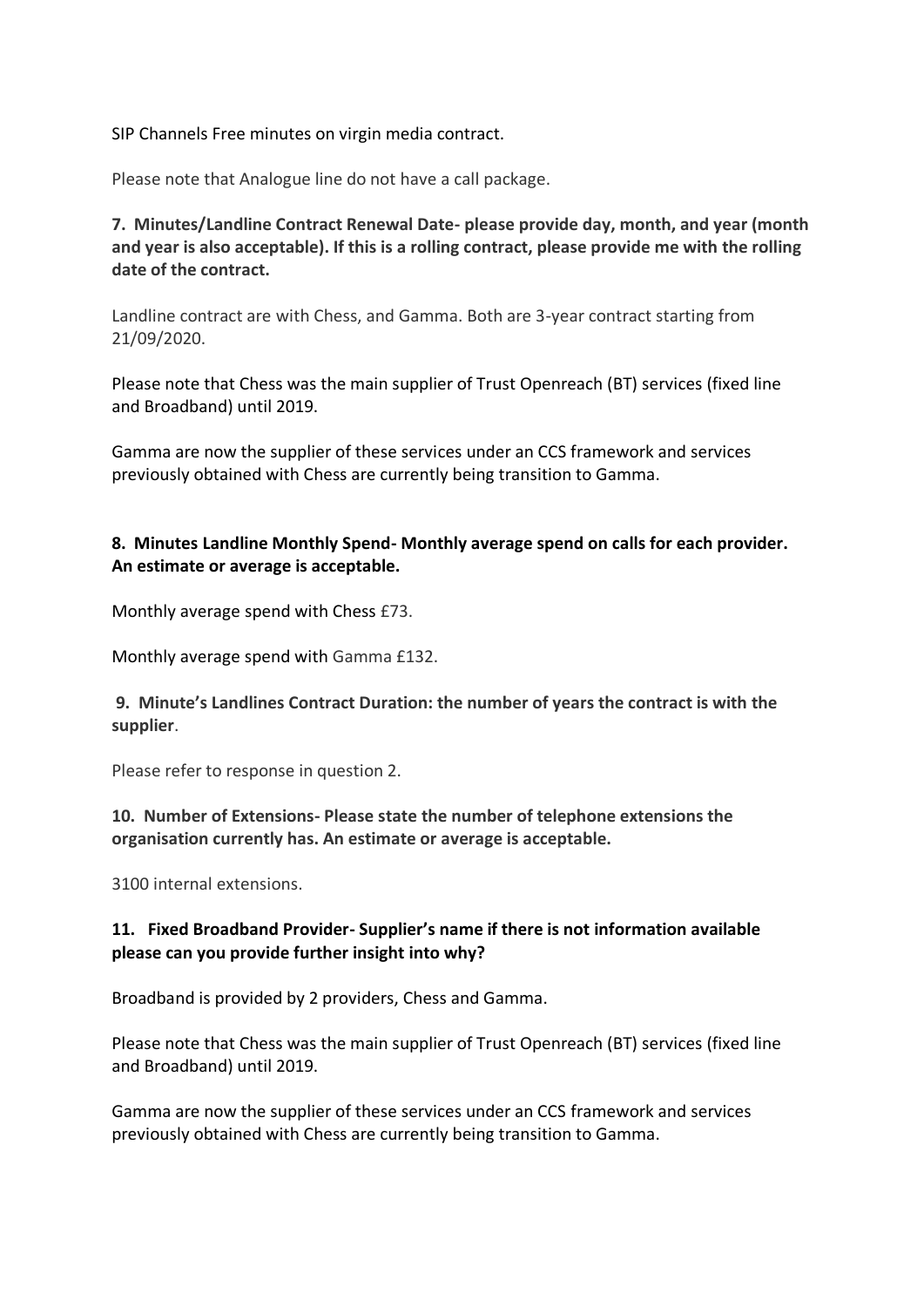SIP Channels Free minutes on virgin media contract.

Please note that Analogue line do not have a call package.

**7. Minutes/Landline Contract Renewal Date- please provide day, month, and year (month and year is also acceptable). If this is a rolling contract, please provide me with the rolling date of the contract.**

Landline contract are with Chess, and Gamma. Both are 3-year contract starting from 21/09/2020.

Please note that Chess was the main supplier of Trust Openreach (BT) services (fixed line and Broadband) until 2019.

Gamma are now the supplier of these services under an CCS framework and services previously obtained with Chess are currently being transition to Gamma.

**8. Minutes Landline Monthly Spend- Monthly average spend on calls for each provider. An estimate or average is acceptable.**

Monthly average spend with Chess £73.

Monthly average spend with Gamma £132.

**9. Minute's Landlines Contract Duration: the number of years the contract is with the supplier**.

Please refer to response in question 2.

**10. Number of Extensions- Please state the number of telephone extensions the organisation currently has. An estimate or average is acceptable.**

3100 internal extensions.

**11. Fixed Broadband Provider- Supplier's name if there is not information available please can you provide further insight into why?**

Broadband is provided by 2 providers, Chess and Gamma.

Please note that Chess was the main supplier of Trust Openreach (BT) services (fixed line and Broadband) until 2019.

Gamma are now the supplier of these services under an CCS framework and services previously obtained with Chess are currently being transition to Gamma.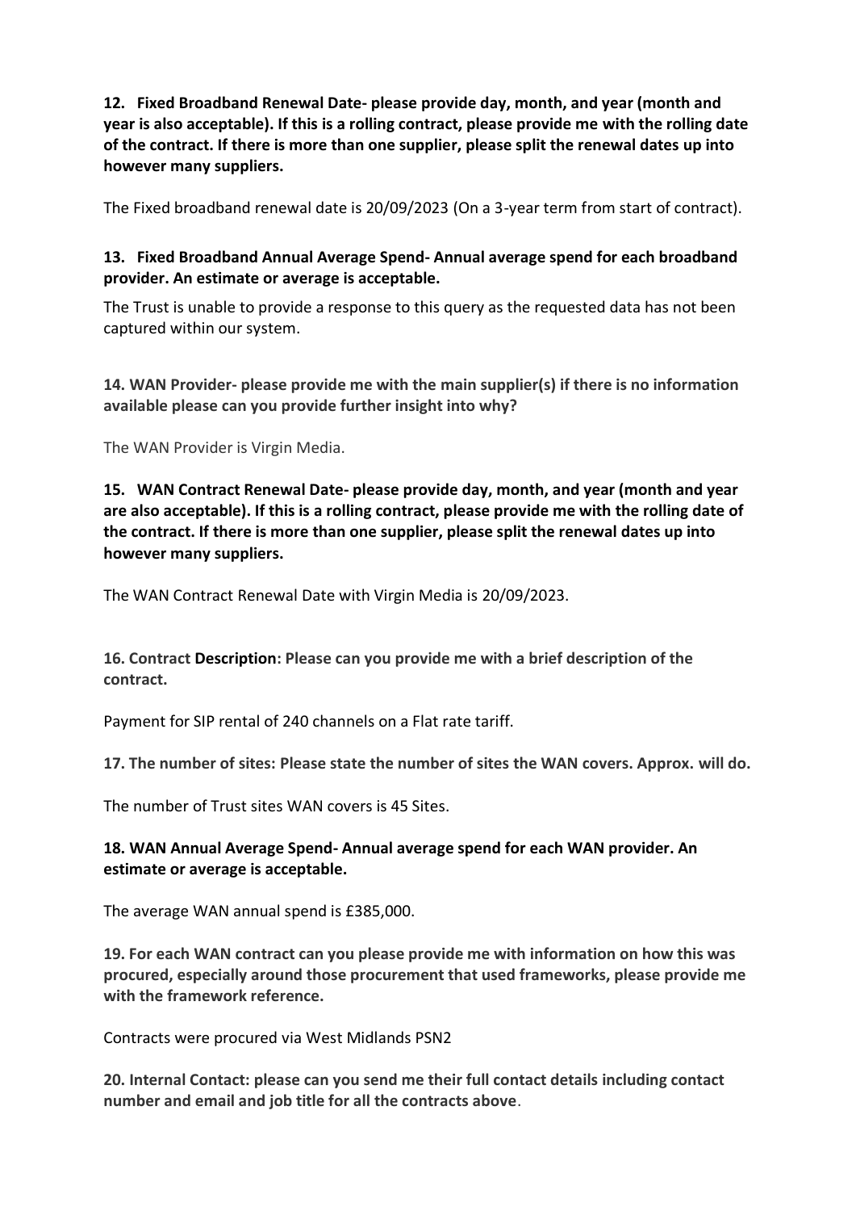**12. Fixed Broadband Renewal Date- please provide day, month, and year (month and year is also acceptable). If this is a rolling contract, please provide me with the rolling date of the contract. If there is more than one supplier, please split the renewal dates up into however many suppliers.**

The Fixed broadband renewal date is 20/09/2023 (On a 3-year term from start of contract).

**13. Fixed Broadband Annual Average Spend- Annual average spend for each broadband provider. An estimate or average is acceptable.**

The Trust is unable to provide a response to this query as the requested data has not been captured within our system.

**14. WAN Provider- please provide me with the main supplier(s) if there is no information available please can you provide further insight into why?**

The WAN Provider is Virgin Media.

**15. WAN Contract Renewal Date- please provide day, month, and year (month and year are also acceptable). If this is a rolling contract, please provide me with the rolling date of the contract. If there is more than one supplier, please split the renewal dates up into however many suppliers.**

The WAN Contract Renewal Date with Virgin Media is 20/09/2023.

**16. Contract Description: Please can you provide me with a brief description of the contract.**

Payment for SIP rental of 240 channels on a Flat rate tariff.

**17. The number of sites: Please state the number of sites the WAN covers. Approx. will do.**

The number of Trust sites WAN covers is 45 Sites.

**18. WAN Annual Average Spend- Annual average spend for each WAN provider. An estimate or average is acceptable.**

The average WAN annual spend is £385,000.

**19. For each WAN contract can you please provide me with information on how this was procured, especially around those procurement that used frameworks, please provide me with the framework reference.**

Contracts were procured via West Midlands PSN2

**20. Internal Contact: please can you send me their full contact details including contact number and email and job title for all the contracts above**.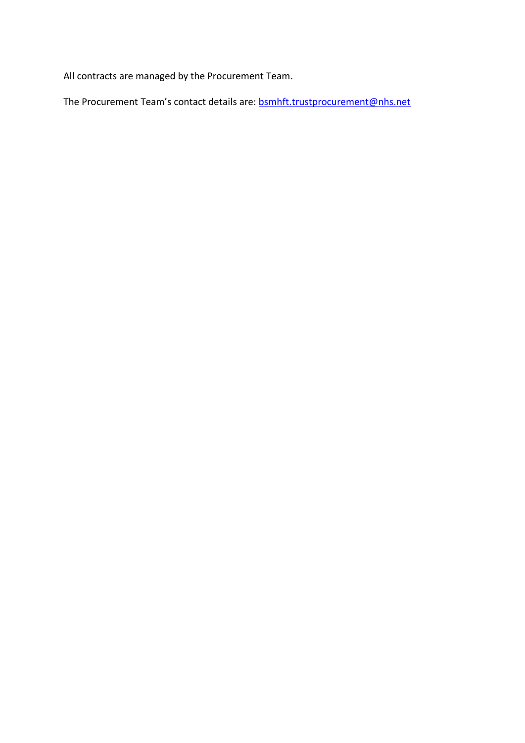All contracts are managed by the Procurement Team.

The Procurement Team's contact details are: [bsmhft.trustprocurement@nhs.net](mailto:bsmhft.trustprocurement@nhs.net)